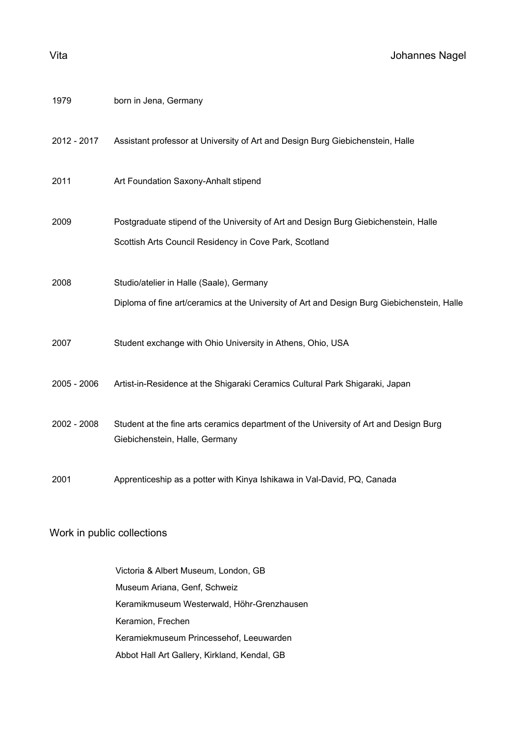# Vita

Johannes Nagel

| | |
|---|---|
| 1979 | born in Jena, Germany |
| 2012 - 2017 | Assistant professor at University of Art and Design Burg Giebichenstein, Halle |
| 2011 | Art Foundation Saxony-Anhalt stipend |
| 2009 | Postgraduate stipend of the University of Art and Design Burg Giebichenstein, Halle<br>Scottish Arts Council Residency in Cove Park, Scotland |
| 2008 | Studio/atelier in Halle (Saale), Germany<br>Diploma of fine art/ceramics at the University of Art and Design Burg Giebichenstein, Halle |
| 2007 | Student exchange with Ohio University in Athens, Ohio, USA |
| 2005 - 2006 | Artist-in-Residence at the Shigaraki Ceramics Cultural Park Shigaraki, Japan |
| 2002 - 2008 | Student at the fine arts ceramics department of the University of Art and Design Burg Giebichenstein, Halle, Germany |
| 2001 | Apprenticeship as a potter with Kinya Ishikawa in Val-David, PQ, Canada |

## Work in public collections

Victoria & Albert Museum, London, GB
Museum Ariana, Genf, Schweiz
Keramikmuseum Westerwald, Höhr-Grenzhausen
Keramion, Frechen
Keramiekmuseum Princessehof, Leeuwarden
Abbot Hall Art Gallery, Kirkland, Kendal, GB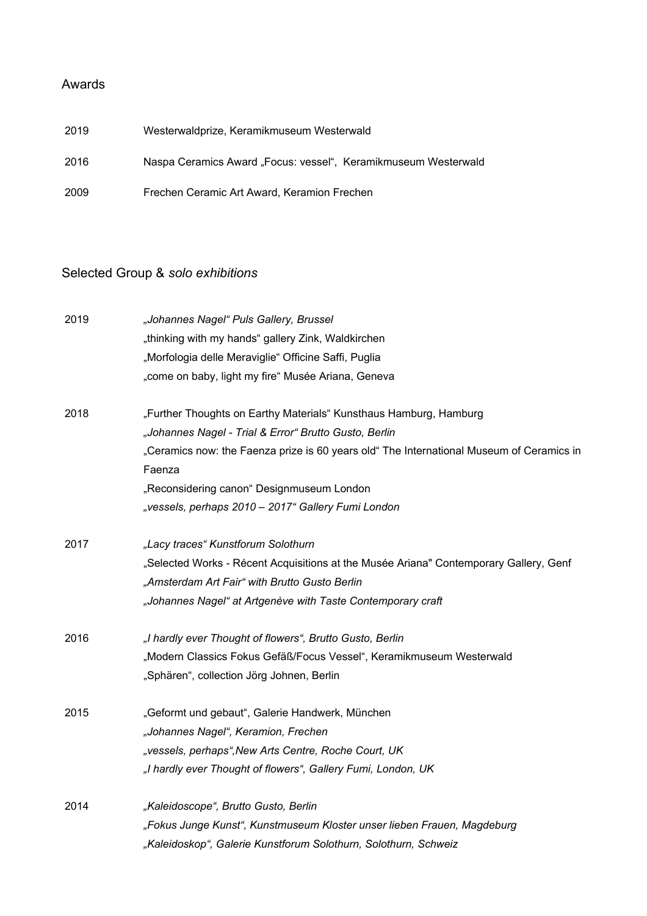## Awards

| | |
|---|---|
| 2019 | Westerwaldprize, Keramikmuseum Westerwald |
| 2016 | Naspa Ceramics Award „Focus: vessel“, Keramikmuseum Westerwald |
| 2009 | Frechen Ceramic Art Award, Keramion Frechen |

## Selected Group & *solo exhibitions*

| | |
|---|---|
| 2019 | *„Johannes Nagel“ Puls Gallery, Brussel*<br>„thinking with my hands“ gallery Zink, Waldkirchen<br>„Morfologia delle Meraviglie“ Officine Saffi, Puglia<br>„come on baby, light my fire“ Musée Ariana, Geneva |
| 2018 | „Further Thoughts on Earthy Materials“ Kunsthaus Hamburg, Hamburg<br>*„Johannes Nagel - Trial & Error“ Brutto Gusto, Berlin*<br>„Ceramics now: the Faenza prize is 60 years old“ The International Museum of Ceramics in Faenza<br>„Reconsidering canon“ Designmuseum London<br>*„vessels, perhaps 2010 – 2017“ Gallery Fumi London* |
| 2017 | *„Lacy traces“ Kunstforum Solothurn*<br>„Selected Works - Récent Acquisitions at the Musée Ariana" Contemporary Gallery, Genf<br>*„Amsterdam Art Fair“ with Brutto Gusto Berlin*<br>*„Johannes Nagel“ at Artgenève with Taste Contemporary craft* |
| 2016 | *„I hardly ever Thought of flowers“, Brutto Gusto, Berlin*<br>„Modern Classics Fokus Gefäß/Focus Vessel“, Keramikmuseum Westerwald<br>„Sphären“, collection Jörg Johnen, Berlin |
| 2015 | „Geformt und gebaut“, Galerie Handwerk, München<br>*„Johannes Nagel“, Keramion, Frechen*<br>*„vessels, perhaps“,New Arts Centre, Roche Court, UK*<br>*„I hardly ever Thought of flowers“, Gallery Fumi, London, UK* |
| 2014 | *„Kaleidoscope“, Brutto Gusto, Berlin*<br>*„Fokus Junge Kunst“, Kunstmuseum Kloster unser lieben Frauen, Magdeburg*<br>*„Kaleidoskop“, Galerie Kunstforum Solothurn, Solothurn, Schweiz* |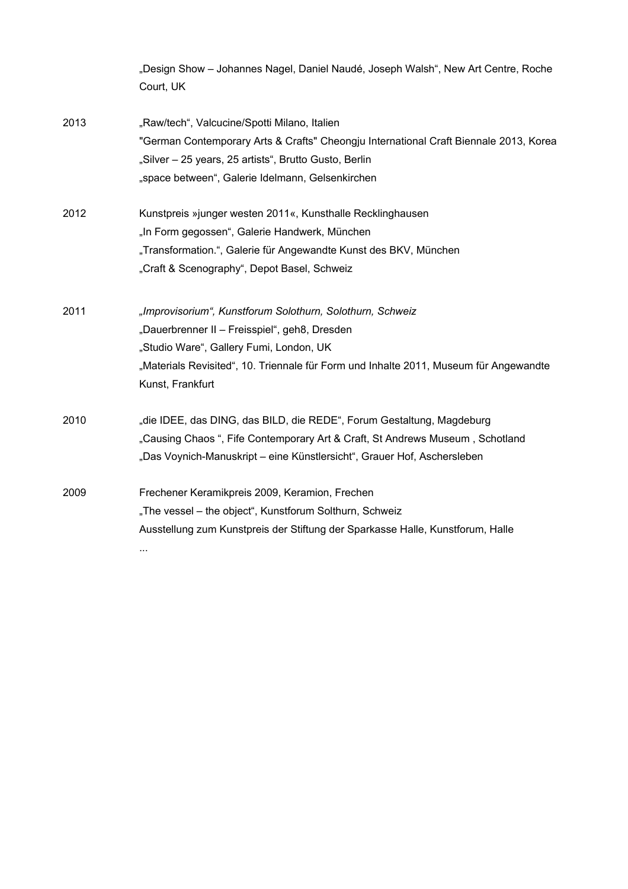„Design Show – Johannes Nagel, Daniel Naudé, Joseph Walsh“, New Art Centre, Roche Court, UK

2013
„Raw/tech“, Valcucine/Spotti Milano, Italien
"German Contemporary Arts & Crafts" Cheongju International Craft Biennale 2013, Korea
„Silver – 25 years, 25 artists“, Brutto Gusto, Berlin
„space between“, Galerie Idelmann, Gelsenkirchen

2012
Kunstpreis »junger westen 2011«, Kunsthalle Recklinghausen
„In Form gegossen“, Galerie Handwerk, München
„Transformation.“, Galerie für Angewandte Kunst des BKV, München
„Craft & Scenography“, Depot Basel, Schweiz

2011
*„Improvisorium“, Kunstforum Solothurn, Solothurn, Schweiz*
„Dauerbrenner II – Freisspiel“, geh8, Dresden
„Studio Ware“, Gallery Fumi, London, UK
„Materials Revisited“, 10. Triennale für Form und Inhalte 2011, Museum für Angewandte Kunst, Frankfurt

2010
„die IDEE, das DING, das BILD, die REDE“, Forum Gestaltung, Magdeburg
„Causing Chaos “, Fife Contemporary Art & Craft, St Andrews Museum , Schotland
„Das Voynich-Manuskript – eine Künstlersicht“, Grauer Hof, Aschersleben

2009
Frechener Keramikpreis 2009, Keramion, Frechen
„The vessel – the object“, Kunstforum Solthurn, Schweiz
Ausstellung zum Kunstpreis der Stiftung der Sparkasse Halle, Kunstforum, Halle
...